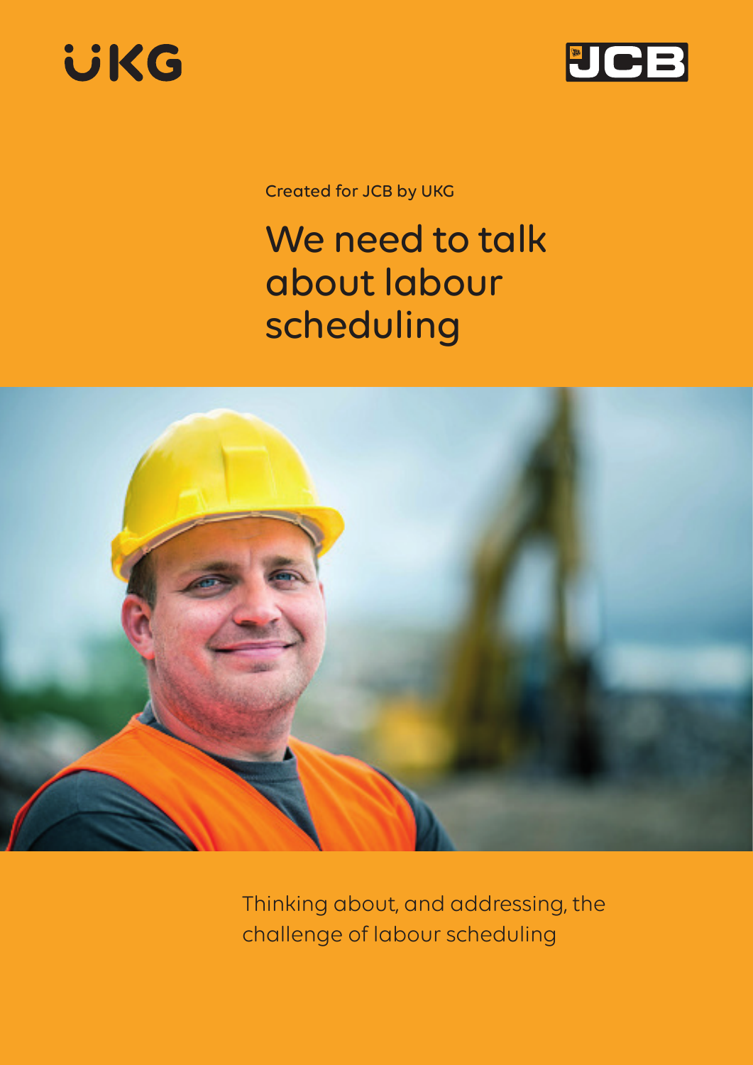UKG

JCB

Created for JCB by UKG

# We need to talk about labour scheduling

Thinking about, and addressing, the challenge of labour scheduling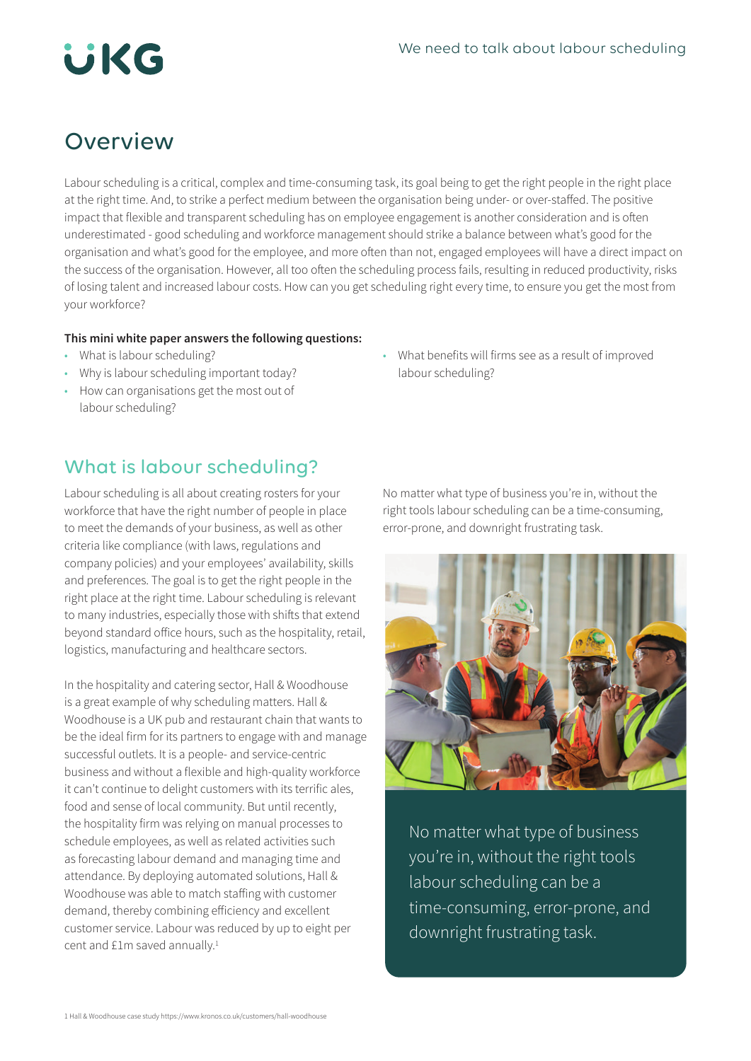## Overview

Labour scheduling is a critical, complex and time-consuming task, its goal being to get the right people in the right place at the right time. And, to strike a perfect medium between the organisation being under- or over-staffed. The positive impact that flexible and transparent scheduling has on employee engagement is another consideration and is often underestimated - good scheduling and workforce management should strike a balance between what's good for the organisation and what's good for the employee, and more often than not, engaged employees will have a direct impact on the success of the organisation. However, all too often the scheduling process fails, resulting in reduced productivity, risks of losing talent and increased labour costs. How can you get scheduling right every time, to ensure you get the most from your workforce?

**This mini white paper answers the following questions:**

- What is labour scheduling?
- Why is labour scheduling important today?
- How can organisations get the most out of labour scheduling?
- What benefits will firms see as a result of improved labour scheduling?

## What is labour scheduling?

Labour scheduling is all about creating rosters for your workforce that have the right number of people in place to meet the demands of your business, as well as other criteria like compliance (with laws, regulations and company policies) and your employees' availability, skills and preferences. The goal is to get the right people in the right place at the right time. Labour scheduling is relevant to many industries, especially those with shifts that extend beyond standard office hours, such as the hospitality, retail, logistics, manufacturing and healthcare sectors.

In the hospitality and catering sector, Hall & Woodhouse is a great example of why scheduling matters. Hall & Woodhouse is a UK pub and restaurant chain that wants to be the ideal firm for its partners to engage with and manage successful outlets. It is a people- and service-centric business and without a flexible and high-quality workforce it can't continue to delight customers with its terrific ales, food and sense of local community. But until recently, the hospitality firm was relying on manual processes to schedule employees, as well as related activities such as forecasting labour demand and managing time and attendance. By deploying automated solutions, Hall & Woodhouse was able to match staffing with customer demand, thereby combining efficiency and excellent customer service. Labour was reduced by up to eight per cent and £1m saved annually.[1]

No matter what type of business you're in, without the right tools labour scheduling can be a time-consuming, error-prone, and downright frustrating task.

No matter what type of business you're in, without the right tools labour scheduling can be a time-consuming, error-prone, and downright frustrating task.

1 Hall & Woodhouse case study https://www.kronos.co.uk/customers/hall-woodhouse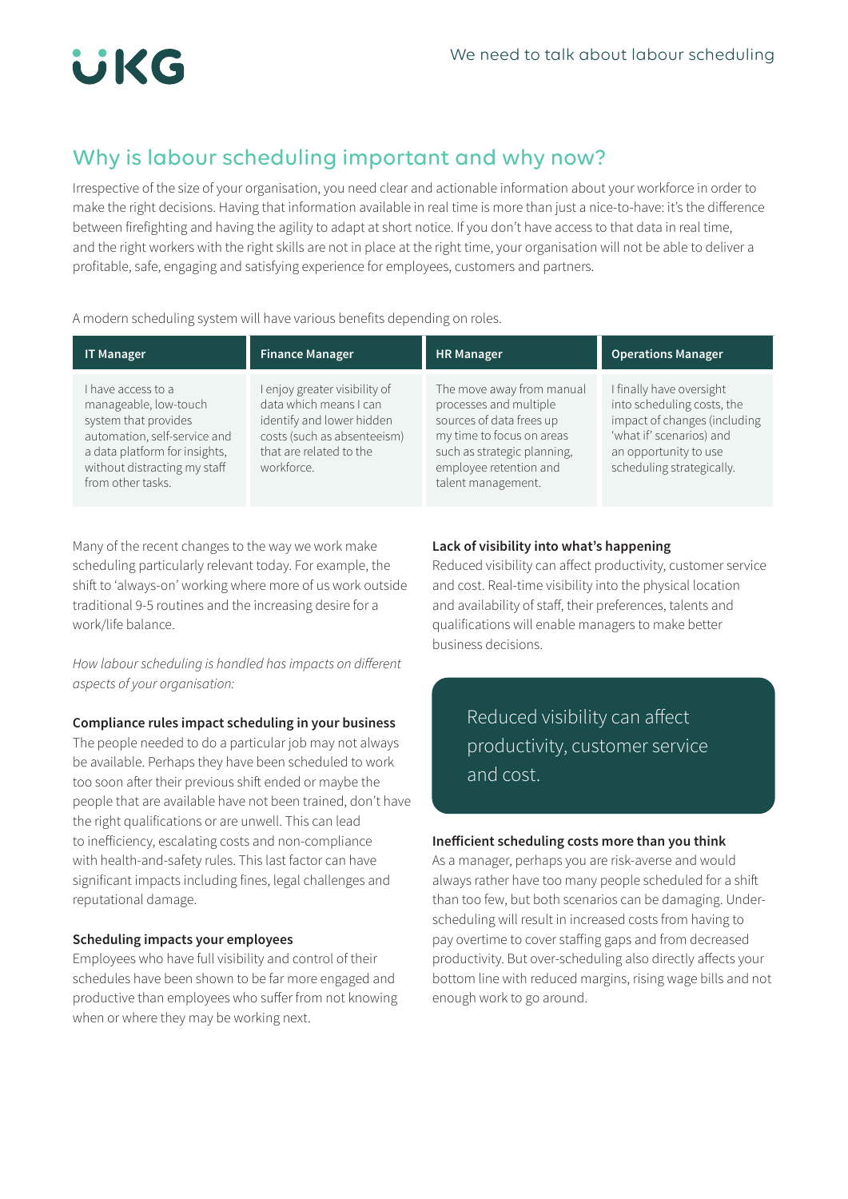## Why is labour scheduling important and why now?

Irrespective of the size of your organisation, you need clear and actionable information about your workforce in order to make the right decisions. Having that information available in real time is more than just a nice-to-have: it's the difference between firefighting and having the agility to adapt at short notice. If you don't have access to that data in real time, and the right workers with the right skills are not in place at the right time, your organisation will not be able to deliver a profitable, safe, engaging and satisfying experience for employees, customers and partners.

A modern scheduling system will have various benefits depending on roles.

| IT Manager | Finance Manager | HR Manager | Operations Manager |
|---|---|---|---|
| I have access to a manageable, low-touch system that provides automation, self-service and a data platform for insights, without distracting my staff from other tasks. | I enjoy greater visibility of data which means I can identify and lower hidden costs (such as absenteeism) that are related to the workforce. | The move away from manual processes and multiple sources of data frees up my time to focus on areas such as strategic planning, employee retention and talent management. | I finally have oversight into scheduling costs, the impact of changes (including 'what if' scenarios) and an opportunity to use scheduling strategically. |

Many of the recent changes to the way we work make scheduling particularly relevant today. For example, the shift to 'always-on' working where more of us work outside traditional 9-5 routines and the increasing desire for a work/life balance.

*How labour scheduling is handled has impacts on different aspects of your organisation:*

**Compliance rules impact scheduling in your business**

The people needed to do a particular job may not always be available. Perhaps they have been scheduled to work too soon after their previous shift ended or maybe the people that are available have not been trained, don't have the right qualifications or are unwell. This can lead to inefficiency, escalating costs and non-compliance with health-and-safety rules. This last factor can have significant impacts including fines, legal challenges and reputational damage.

**Scheduling impacts your employees**

Employees who have full visibility and control of their schedules have been shown to be far more engaged and productive than employees who suffer from not knowing when or where they may be working next.

**Lack of visibility into what's happening**

Reduced visibility can affect productivity, customer service and cost. Real-time visibility into the physical location and availability of staff, their preferences, talents and qualifications will enable managers to make better business decisions.

> Reduced visibility can affect productivity, customer service and cost.

**Inefficient scheduling costs more than you think**

As a manager, perhaps you are risk-averse and would always rather have too many people scheduled for a shift than too few, but both scenarios can be damaging. Under-scheduling will result in increased costs from having to pay overtime to cover staffing gaps and from decreased productivity. But over-scheduling also directly affects your bottom line with reduced margins, rising wage bills and not enough work to go around.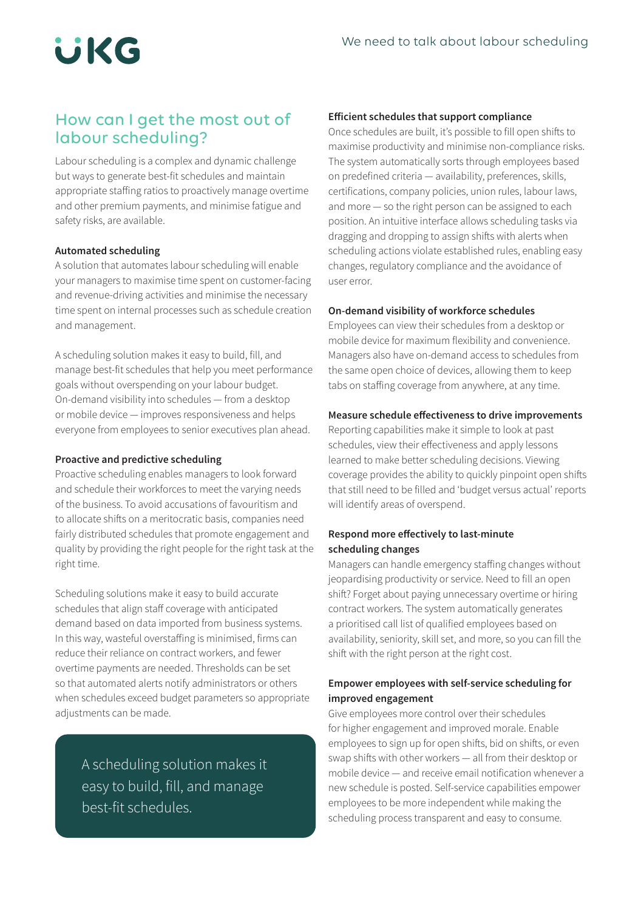## How can I get the most out of labour scheduling?

Labour scheduling is a complex and dynamic challenge but ways to generate best-fit schedules and maintain appropriate staffing ratios to proactively manage overtime and other premium payments, and minimise fatigue and safety risks, are available.

**Automated scheduling**

A solution that automates labour scheduling will enable your managers to maximise time spent on customer-facing and revenue-driving activities and minimise the necessary time spent on internal processes such as schedule creation and management.

A scheduling solution makes it easy to build, fill, and manage best-fit schedules that help you meet performance goals without overspending on your labour budget. On-demand visibility into schedules — from a desktop or mobile device — improves responsiveness and helps everyone from employees to senior executives plan ahead.

**Proactive and predictive scheduling**

Proactive scheduling enables managers to look forward and schedule their workforces to meet the varying needs of the business. To avoid accusations of favouritism and to allocate shifts on a meritocratic basis, companies need fairly distributed schedules that promote engagement and quality by providing the right people for the right task at the right time.

Scheduling solutions make it easy to build accurate schedules that align staff coverage with anticipated demand based on data imported from business systems. In this way, wasteful overstaffing is minimised, firms can reduce their reliance on contract workers, and fewer overtime payments are needed. Thresholds can be set so that automated alerts notify administrators or others when schedules exceed budget parameters so appropriate adjustments can be made.

> A scheduling solution makes it easy to build, fill, and manage best-fit schedules.

**Efficient schedules that support compliance**

Once schedules are built, it's possible to fill open shifts to maximise productivity and minimise non-compliance risks. The system automatically sorts through employees based on predefined criteria — availability, preferences, skills, certifications, company policies, union rules, labour laws, and more — so the right person can be assigned to each position. An intuitive interface allows scheduling tasks via dragging and dropping to assign shifts with alerts when scheduling actions violate established rules, enabling easy changes, regulatory compliance and the avoidance of user error.

**On-demand visibility of workforce schedules**

Employees can view their schedules from a desktop or mobile device for maximum flexibility and convenience. Managers also have on-demand access to schedules from the same open choice of devices, allowing them to keep tabs on staffing coverage from anywhere, at any time.

**Measure schedule effectiveness to drive improvements**

Reporting capabilities make it simple to look at past schedules, view their effectiveness and apply lessons learned to make better scheduling decisions. Viewing coverage provides the ability to quickly pinpoint open shifts that still need to be filled and 'budget versus actual' reports will identify areas of overspend.

**Respond more effectively to last-minute scheduling changes**

Managers can handle emergency staffing changes without jeopardising productivity or service. Need to fill an open shift? Forget about paying unnecessary overtime or hiring contract workers. The system automatically generates a prioritised call list of qualified employees based on availability, seniority, skill set, and more, so you can fill the shift with the right person at the right cost.

**Empower employees with self-service scheduling for improved engagement**

Give employees more control over their schedules for higher engagement and improved morale. Enable employees to sign up for open shifts, bid on shifts, or even swap shifts with other workers — all from their desktop or mobile device — and receive email notification whenever a new schedule is posted. Self-service capabilities empower employees to be more independent while making the scheduling process transparent and easy to consume.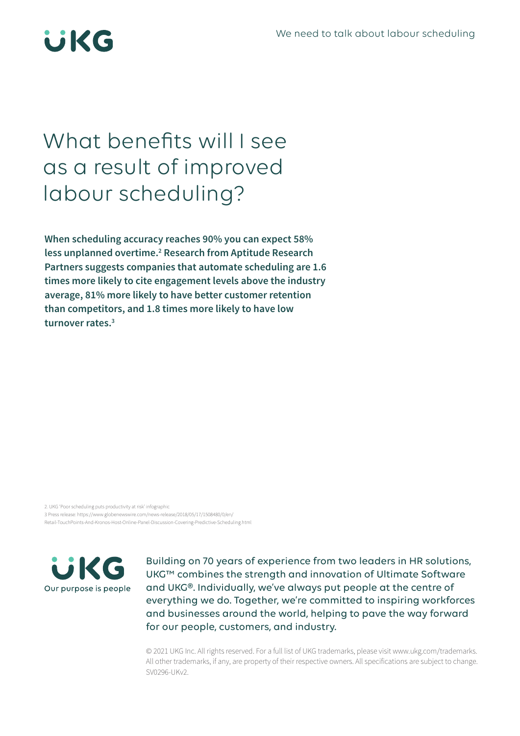# What benefits will I see as a result of improved labour scheduling?

**When scheduling accuracy reaches 90% you can expect 58% less unplanned overtime.[2] Research from Aptitude Research Partners suggests companies that automate scheduling are 1.6 times more likely to cite engagement levels above the industry average, 81% more likely to have better customer retention than competitors, and 1.8 times more likely to have low turnover rates.[3]**

2. UKG 'Poor scheduling puts productivity at risk' infographic
3 Press release: https://www.globenewswire.com/news-release/2018/05/17/1508480/0/en/Retail-TouchPoints-And-Kronos-Host-Online-Panel-Discussion-Covering-Predictive-Scheduling.html

UKG
Our purpose is people

Building on 70 years of experience from two leaders in HR solutions, UKG™ combines the strength and innovation of Ultimate Software and UKG®. Individually, we've always put people at the centre of everything we do. Together, we're committed to inspiring workforces and businesses around the world, helping to pave the way forward for our people, customers, and industry.

© 2021 UKG Inc. All rights reserved. For a full list of UKG trademarks, please visit www.ukg.com/trademarks. All other trademarks, if any, are property of their respective owners. All specifications are subject to change. SV0296-UKv2.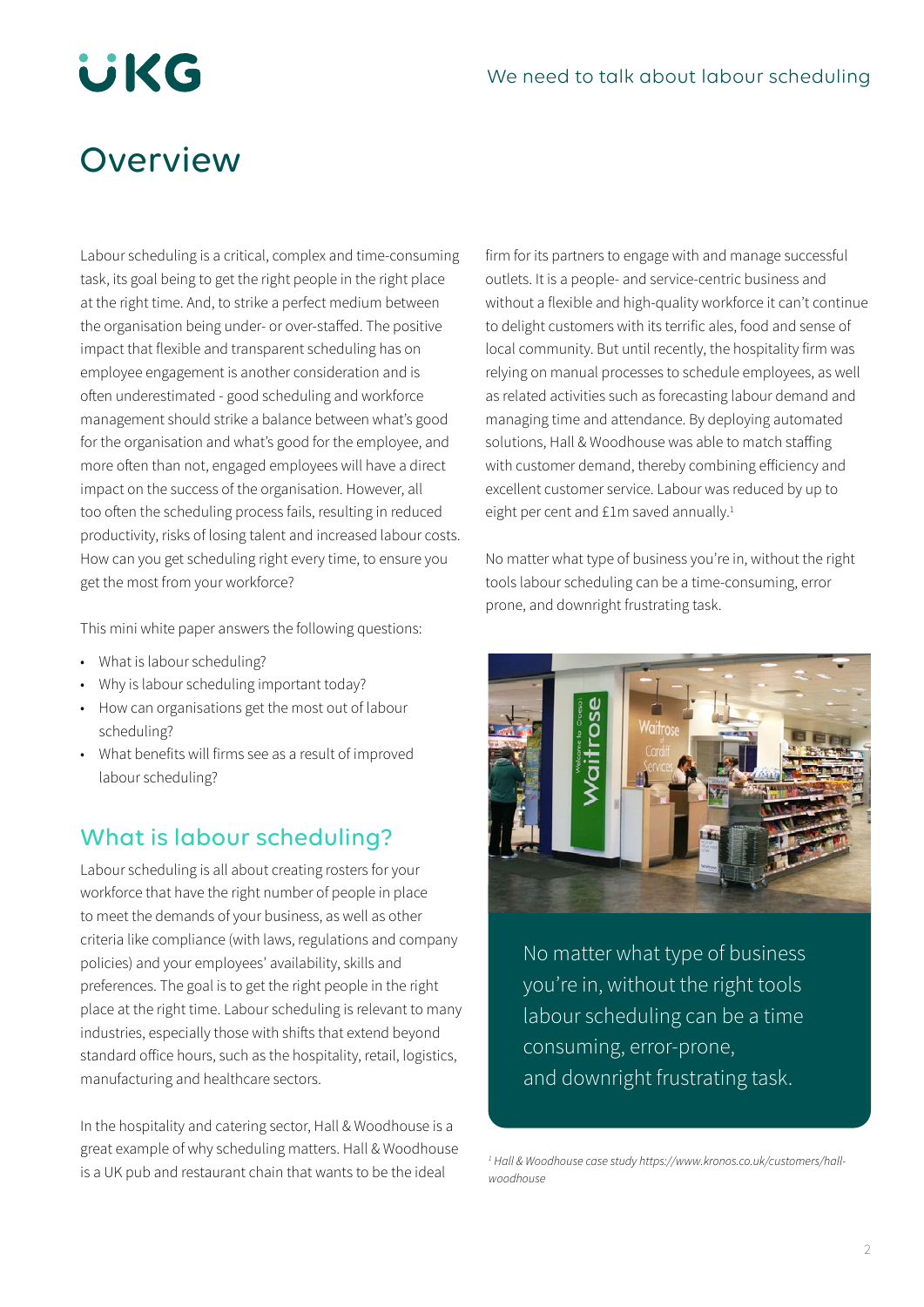# Overview

Labour scheduling is a critical, complex and time-consuming task, its goal being to get the right people in the right place at the right time. And, to strike a perfect medium between the organisation being under- or over-staffed. The positive impact that flexible and transparent scheduling has on employee engagement is another consideration and is often underestimated - good scheduling and workforce management should strike a balance between what's good for the organisation and what's good for the employee, and more often than not, engaged employees will have a direct impact on the success of the organisation. However, all too often the scheduling process fails, resulting in reduced productivity, risks of losing talent and increased labour costs. How can you get scheduling right every time, to ensure you get the most from your workforce?

This mini white paper answers the following questions:

- What is labour scheduling?
- Why is labour scheduling important today?
- How can organisations get the most out of labour scheduling?
- What benefits will firms see as a result of improved labour scheduling?

## What is labour scheduling?

Labour scheduling is all about creating rosters for your workforce that have the right number of people in place to meet the demands of your business, as well as other criteria like compliance (with laws, regulations and company policies) and your employees' availability, skills and preferences. The goal is to get the right people in the right place at the right time. Labour scheduling is relevant to many industries, especially those with shifts that extend beyond standard office hours, such as the hospitality, retail, logistics, manufacturing and healthcare sectors.

In the hospitality and catering sector, Hall & Woodhouse is a great example of why scheduling matters. Hall & Woodhouse is a UK pub and restaurant chain that wants to be the ideal firm for its partners to engage with and manage successful outlets. It is a people- and service-centric business and without a flexible and high-quality workforce it can't continue to delight customers with its terrific ales, food and sense of local community. But until recently, the hospitality firm was relying on manual processes to schedule employees, as well as related activities such as forecasting labour demand and managing time and attendance. By deploying automated solutions, Hall & Woodhouse was able to match staffing with customer demand, thereby combining efficiency and excellent customer service. Labour was reduced by up to eight per cent and £1m saved annually.[1]

No matter what type of business you're in, without the right tools labour scheduling can be a time-consuming, error prone, and downright frustrating task.

No matter what type of business you're in, without the right tools labour scheduling can be a time consuming, error-prone, and downright frustrating task.

*[1] Hall & Woodhouse case study https://www.kronos.co.uk/customers/hall-woodhouse*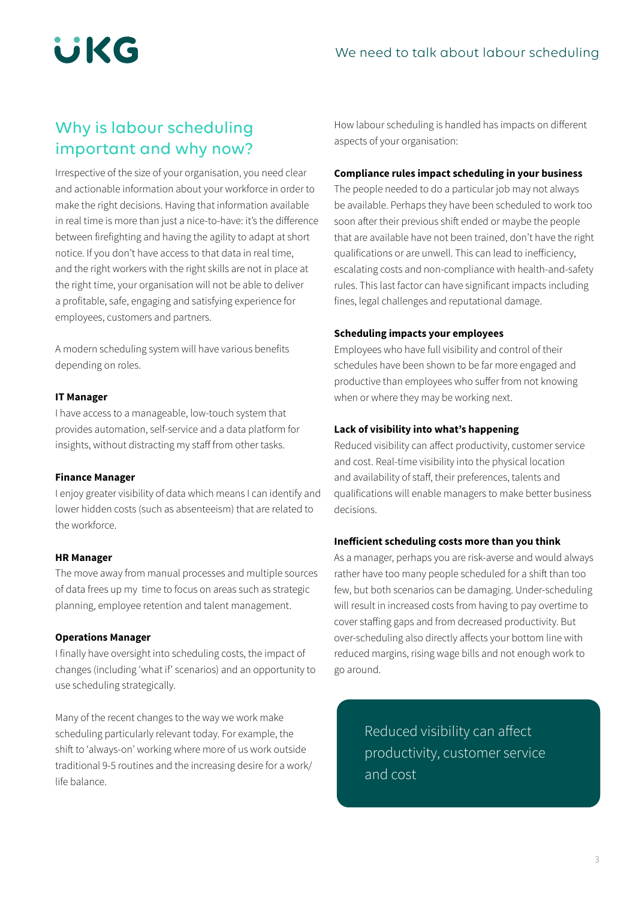## Why is labour scheduling important and why now?

Irrespective of the size of your organisation, you need clear and actionable information about your workforce in order to make the right decisions. Having that information available in real time is more than just a nice-to-have: it's the difference between firefighting and having the agility to adapt at short notice. If you don't have access to that data in real time, and the right workers with the right skills are not in place at the right time, your organisation will not be able to deliver a profitable, safe, engaging and satisfying experience for employees, customers and partners.

A modern scheduling system will have various benefits depending on roles.

**IT Manager**
I have access to a manageable, low-touch system that provides automation, self-service and a data platform for insights, without distracting my staff from other tasks.

**Finance Manager**
I enjoy greater visibility of data which means I can identify and lower hidden costs (such as absenteeism) that are related to the workforce.

**HR Manager**
The move away from manual processes and multiple sources of data frees up my time to focus on areas such as strategic planning, employee retention and talent management.

**Operations Manager**
I finally have oversight into scheduling costs, the impact of changes (including 'what if' scenarios) and an opportunity to use scheduling strategically.

Many of the recent changes to the way we work make scheduling particularly relevant today. For example, the shift to 'always-on' working where more of us work outside traditional 9-5 routines and the increasing desire for a work/life balance.

How labour scheduling is handled has impacts on different aspects of your organisation:

**Compliance rules impact scheduling in your business**
The people needed to do a particular job may not always be available. Perhaps they have been scheduled to work too soon after their previous shift ended or maybe the people that are available have not been trained, don't have the right qualifications or are unwell. This can lead to inefficiency, escalating costs and non-compliance with health-and-safety rules. This last factor can have significant impacts including fines, legal challenges and reputational damage.

**Scheduling impacts your employees**
Employees who have full visibility and control of their schedules have been shown to be far more engaged and productive than employees who suffer from not knowing when or where they may be working next.

**Lack of visibility into what's happening**
Reduced visibility can affect productivity, customer service and cost. Real-time visibility into the physical location and availability of staff, their preferences, talents and qualifications will enable managers to make better business decisions.

**Inefficient scheduling costs more than you think**
As a manager, perhaps you are risk-averse and would always rather have too many people scheduled for a shift than too few, but both scenarios can be damaging. Under-scheduling will result in increased costs from having to pay overtime to cover staffing gaps and from decreased productivity. But over-scheduling also directly affects your bottom line with reduced margins, rising wage bills and not enough work to go around.

> Reduced visibility can affect productivity, customer service and cost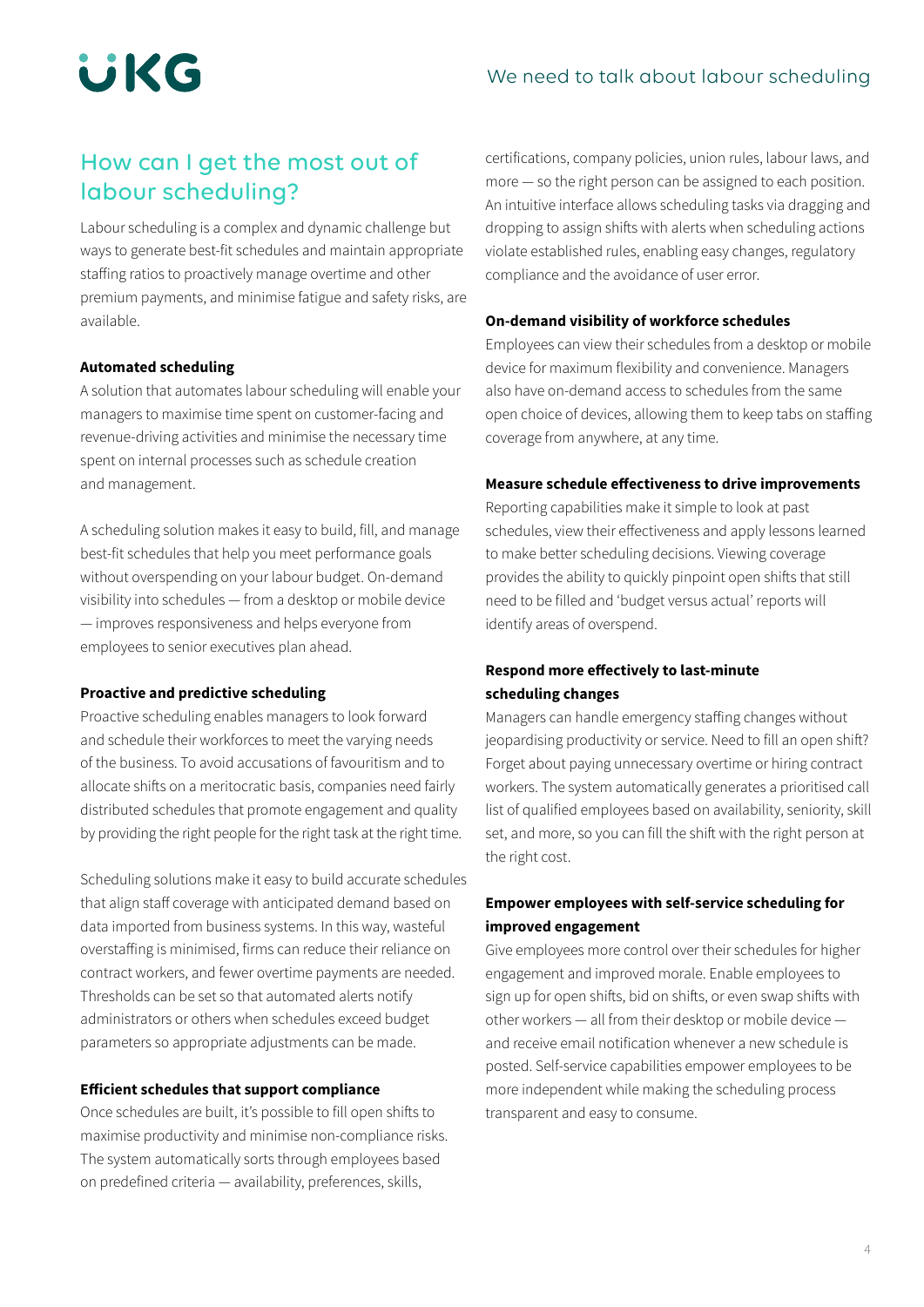## How can I get the most out of labour scheduling?

Labour scheduling is a complex and dynamic challenge but ways to generate best-fit schedules and maintain appropriate staffing ratios to proactively manage overtime and other premium payments, and minimise fatigue and safety risks, are available.

**Automated scheduling**

A solution that automates labour scheduling will enable your managers to maximise time spent on customer-facing and revenue-driving activities and minimise the necessary time spent on internal processes such as schedule creation and management.

A scheduling solution makes it easy to build, fill, and manage best-fit schedules that help you meet performance goals without overspending on your labour budget. On-demand visibility into schedules — from a desktop or mobile device — improves responsiveness and helps everyone from employees to senior executives plan ahead.

**Proactive and predictive scheduling**

Proactive scheduling enables managers to look forward and schedule their workforces to meet the varying needs of the business. To avoid accusations of favouritism and to allocate shifts on a meritocratic basis, companies need fairly distributed schedules that promote engagement and quality by providing the right people for the right task at the right time.

Scheduling solutions make it easy to build accurate schedules that align staff coverage with anticipated demand based on data imported from business systems. In this way, wasteful overstaffing is minimised, firms can reduce their reliance on contract workers, and fewer overtime payments are needed. Thresholds can be set so that automated alerts notify administrators or others when schedules exceed budget parameters so appropriate adjustments can be made.

**Efficient schedules that support compliance**

Once schedules are built, it's possible to fill open shifts to maximise productivity and minimise non-compliance risks. The system automatically sorts through employees based on predefined criteria — availability, preferences, skills, certifications, company policies, union rules, labour laws, and more — so the right person can be assigned to each position. An intuitive interface allows scheduling tasks via dragging and dropping to assign shifts with alerts when scheduling actions violate established rules, enabling easy changes, regulatory compliance and the avoidance of user error.

**On-demand visibility of workforce schedules**

Employees can view their schedules from a desktop or mobile device for maximum flexibility and convenience. Managers also have on-demand access to schedules from the same open choice of devices, allowing them to keep tabs on staffing coverage from anywhere, at any time.

**Measure schedule effectiveness to drive improvements**

Reporting capabilities make it simple to look at past schedules, view their effectiveness and apply lessons learned to make better scheduling decisions. Viewing coverage provides the ability to quickly pinpoint open shifts that still need to be filled and 'budget versus actual' reports will identify areas of overspend.

**Respond more effectively to last-minute scheduling changes**

Managers can handle emergency staffing changes without jeopardising productivity or service. Need to fill an open shift? Forget about paying unnecessary overtime or hiring contract workers. The system automatically generates a prioritised call list of qualified employees based on availability, seniority, skill set, and more, so you can fill the shift with the right person at the right cost.

**Empower employees with self-service scheduling for improved engagement**

Give employees more control over their schedules for higher engagement and improved morale. Enable employees to sign up for open shifts, bid on shifts, or even swap shifts with other workers — all from their desktop or mobile device — and receive email notification whenever a new schedule is posted. Self-service capabilities empower employees to be more independent while making the scheduling process transparent and easy to consume.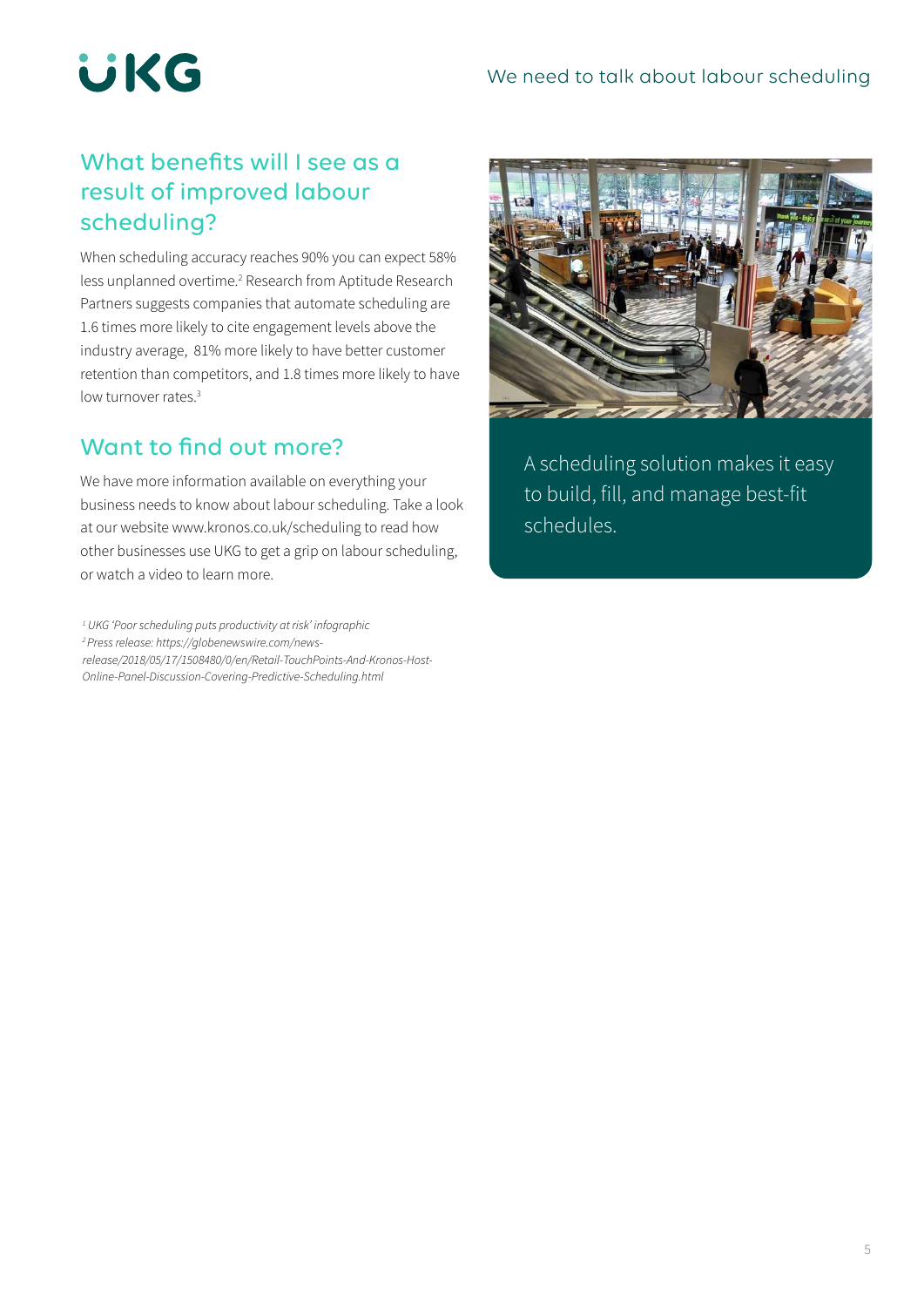## What benefits will I see as a result of improved labour scheduling?

When scheduling accuracy reaches 90% you can expect 58% less unplanned overtime.[2] Research from Aptitude Research Partners suggests companies that automate scheduling are 1.6 times more likely to cite engagement levels above the industry average, 81% more likely to have better customer retention than competitors, and 1.8 times more likely to have low turnover rates.[3]

## Want to find out more?

We have more information available on everything your business needs to know about labour scheduling. Take a look at our website www.kronos.co.uk/scheduling to read how other businesses use UKG to get a grip on labour scheduling, or watch a video to learn more.

*[1] UKG 'Poor scheduling puts productivity at risk' infographic*
*[2] Press release: https://globenewswire.com/news-release/2018/05/17/1508480/0/en/Retail-TouchPoints-And-Kronos-Host-Online-Panel-Discussion-Covering-Predictive-Scheduling.html*

A scheduling solution makes it easy to build, fill, and manage best-fit schedules.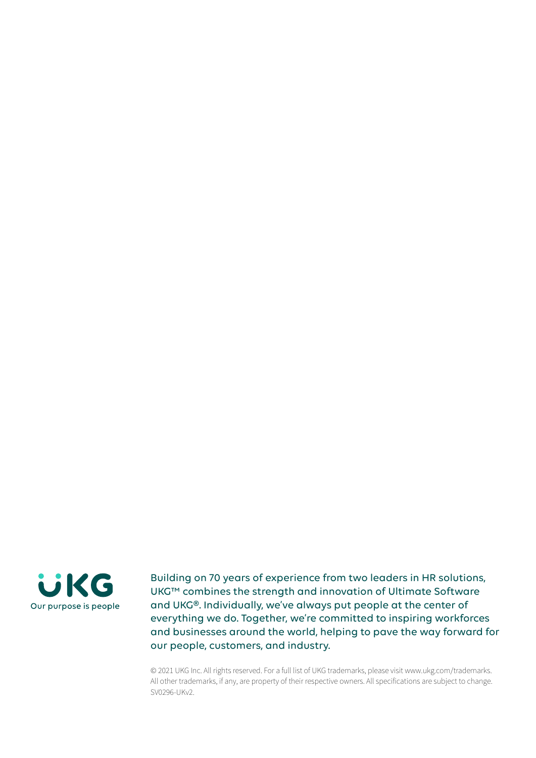UKG

Our purpose is people

Building on 70 years of experience from two leaders in HR solutions, UKG™ combines the strength and innovation of Ultimate Software and UKG®. Individually, we've always put people at the center of everything we do. Together, we're committed to inspiring workforces and businesses around the world, helping to pave the way forward for our people, customers, and industry.

© 2021 UKG Inc. All rights reserved. For a full list of UKG trademarks, please visit www.ukg.com/trademarks. All other trademarks, if any, are property of their respective owners. All specifications are subject to change. SV0296-UKv2.